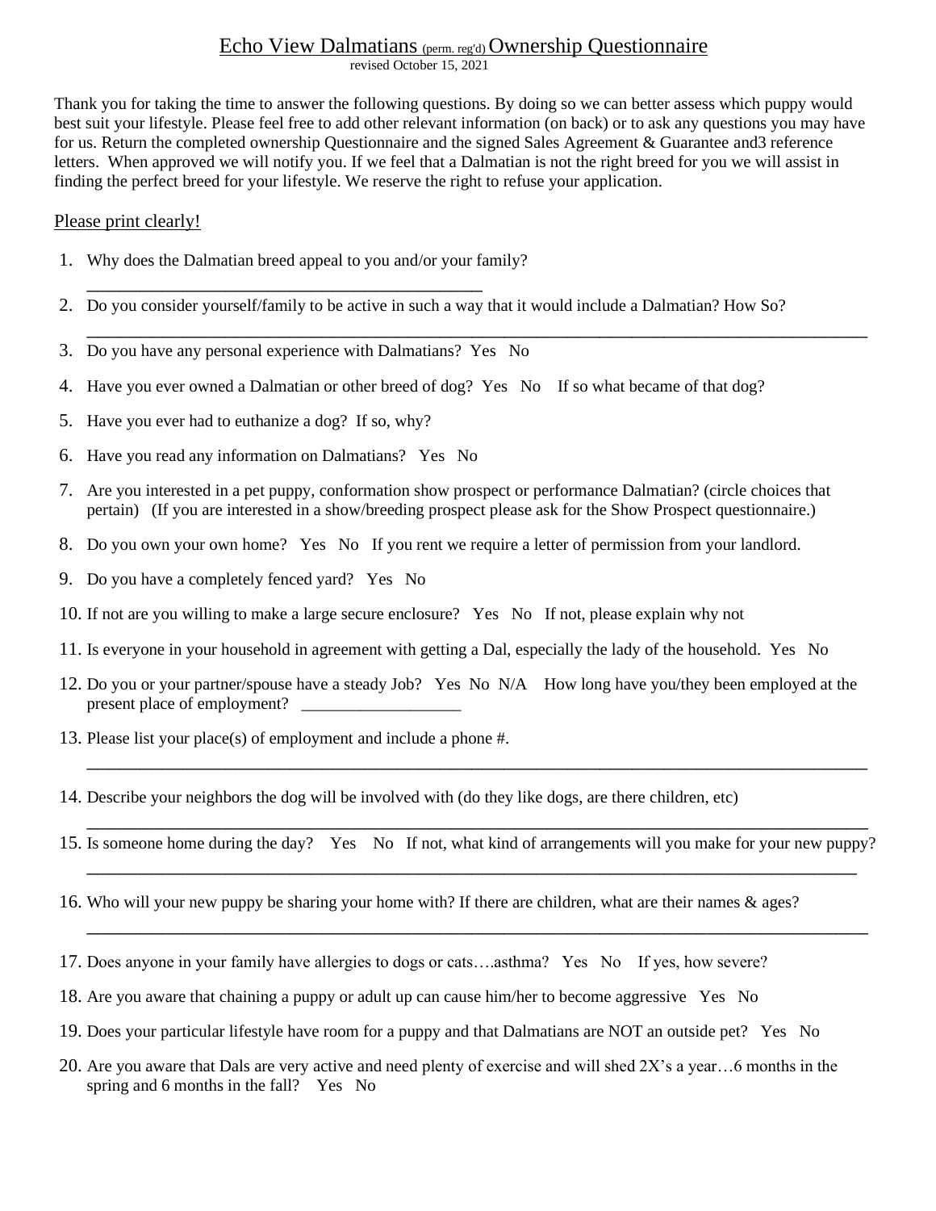# Echo View Dalmatians (perm. reg'd) Ownership Questionnaire

revised October 15, 2021

Thank you for taking the time to answer the following questions. By doing so we can better assess which puppy would best suit your lifestyle. Please feel free to add other relevant information (on back) or to ask any questions you may have for us. Return the completed ownership Questionnaire and the signed Sales Agreement & Guarantee and3 reference letters. When approved we will notify you. If we feel that a Dalmatian is not the right breed for you we will assist in finding the perfect breed for your lifestyle. We reserve the right to refuse your application.

Please print clearly!

1. Why does the Dalmatian breed appeal to you and/or your family?
   _______________________________________________
2. Do you consider yourself/family to be active in such a way that it would include a Dalmatian? How So?
   _______________________________________________________________________________________________
3. Do you have any personal experience with Dalmatians? Yes No
4. Have you ever owned a Dalmatian or other breed of dog? Yes No If so what became of that dog?
5. Have you ever had to euthanize a dog? If so, why?
6. Have you read any information on Dalmatians? Yes No
7. Are you interested in a pet puppy, conformation show prospect or performance Dalmatian? (circle choices that pertain) (If you are interested in a show/breeding prospect please ask for the Show Prospect questionnaire.)
8. Do you own your own home? Yes No If you rent we require a letter of permission from your landlord.
9. Do you have a completely fenced yard? Yes No
10. If not are you willing to make a large secure enclosure? Yes No If not, please explain why not
11. Is everyone in your household in agreement with getting a Dal, especially the lady of the household. Yes No
12. Do you or your partner/spouse have a steady Job? Yes No N/A How long have you/they been employed at the present place of employment? ___________________
13. Please list your place(s) of employment and include a phone #.
    _______________________________________________________________________________________________
14. Describe your neighbors the dog will be involved with (do they like dogs, are there children, etc)
    _______________________________________________________________________________________________
15. Is someone home during the day? Yes No If not, what kind of arrangements will you make for your new puppy?
    _______________________________________________________________________________________________
16. Who will your new puppy be sharing your home with? If there are children, what are their names & ages?
    _______________________________________________________________________________________________
17. Does anyone in your family have allergies to dogs or cats….asthma? Yes No If yes, how severe?
18. Are you aware that chaining a puppy or adult up can cause him/her to become aggressive Yes No
19. Does your particular lifestyle have room for a puppy and that Dalmatians are NOT an outside pet? Yes No
20. Are you aware that Dals are very active and need plenty of exercise and will shed 2X's a year…6 months in the spring and 6 months in the fall? Yes No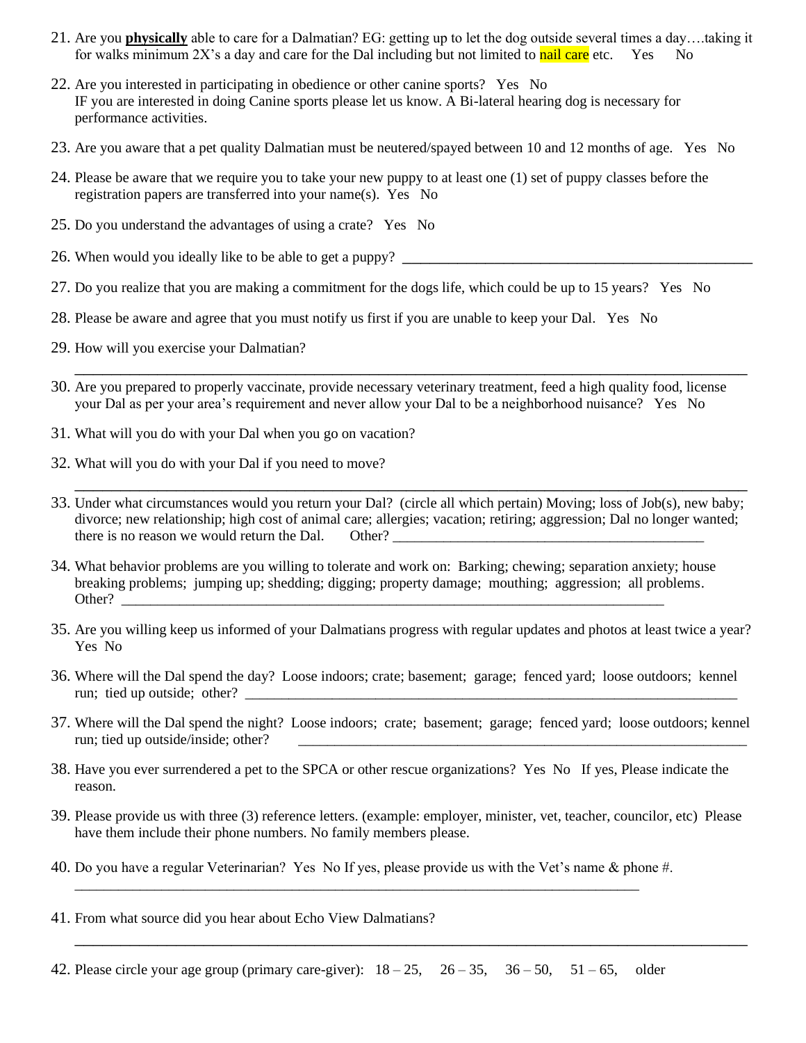21. Are you **physically** able to care for a Dalmatian? EG: getting up to let the dog outside several times a day….taking it for walks minimum 2X's a day and care for the Dal including but not limited to nail care etc. Yes No

22. Are you interested in participating in obedience or other canine sports? Yes No
    IF you are interested in doing Canine sports please let us know. A Bi-lateral hearing dog is necessary for performance activities.

23. Are you aware that a pet quality Dalmatian must be neutered/spayed between 10 and 12 months of age. Yes No

24. Please be aware that we require you to take your new puppy to at least one (1) set of puppy classes before the registration papers are transferred into your name(s). Yes No

25. Do you understand the advantages of using a crate? Yes No

26. When would you ideally like to be able to get a puppy? ___________________________________________

27. Do you realize that you are making a commitment for the dogs life, which could be up to 15 years? Yes No

28. Please be aware and agree that you must notify us first if you are unable to keep your Dal. Yes No

29. How will you exercise your Dalmatian?
    ___________________________________________________________________________

30. Are you prepared to properly vaccinate, provide necessary veterinary treatment, feed a high quality food, license your Dal as per your area's requirement and never allow your Dal to be a neighborhood nuisance? Yes No

31. What will you do with your Dal when you go on vacation?

32. What will you do with your Dal if you need to move?
    ___________________________________________________________________________

33. Under what circumstances would you return your Dal? (circle all which pertain) Moving; loss of Job(s), new baby; divorce; new relationship; high cost of animal care; allergies; vacation; retiring; aggression; Dal no longer wanted; there is no reason we would return the Dal. Other? ____________________________________

34. What behavior problems are you willing to tolerate and work on: Barking; chewing; separation anxiety; house breaking problems; jumping up; shedding; digging; property damage; mouthing; aggression; all problems. Other? ___________________________________________________________________

35. Are you willing keep us informed of your Dalmatians progress with regular updates and photos at least twice a year? Yes No

36. Where will the Dal spend the day? Loose indoors; crate; basement; garage; fenced yard; loose outdoors; kennel run; tied up outside; other? ___________________________________________________________

37. Where will the Dal spend the night? Loose indoors; crate; basement; garage; fenced yard; loose outdoors; kennel run; tied up outside/inside; other? _____________________________________________________

38. Have you ever surrendered a pet to the SPCA or other rescue organizations? Yes No If yes, Please indicate the reason.

39. Please provide us with three (3) reference letters. (example: employer, minister, vet, teacher, councilor, etc) Please have them include their phone numbers. No family members please.

40. Do you have a regular Veterinarian? Yes No If yes, please provide us with the Vet's name & phone #.
    ___________________________________________________________________________

41. From what source did you hear about Echo View Dalmatians?
    ___________________________________________________________________________

42. Please circle your age group (primary care-giver): 18 – 25, 26 – 35, 36 – 50, 51 – 65, older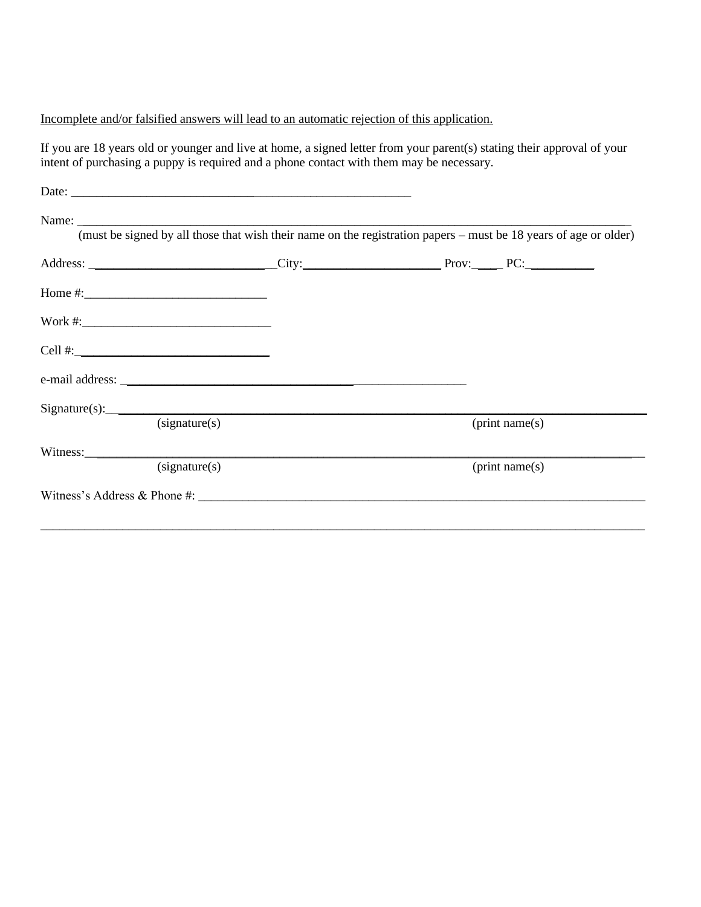Incomplete and/or falsified answers will lead to an automatic rejection of this application.

If you are 18 years old or younger and live at home, a signed letter from your parent(s) stating their approval of your intent of purchasing a puppy is required and a phone contact with them may be necessary.

Date: ______________________________________________________

Name: ________________________________________________________________________________________

(must be signed by all those that wish their name on the registration papers – must be 18 years of age or older)

Address: ____________________________City:______________________ Prov:_____ PC:__________

Home #:_____________________________

Work #:______________________________

Cell #:______________________________

e-mail address: ________________________________________________________

Signature(s):___________________________________________________________________________________

(signature(s)                                                                                    (print name(s)

Witness:________________________________________________________________________________________

(signature(s)                                                                                    (print name(s)

Witness's Address & Phone #: ___________________________________________________________________

________________________________________________________________________________________________